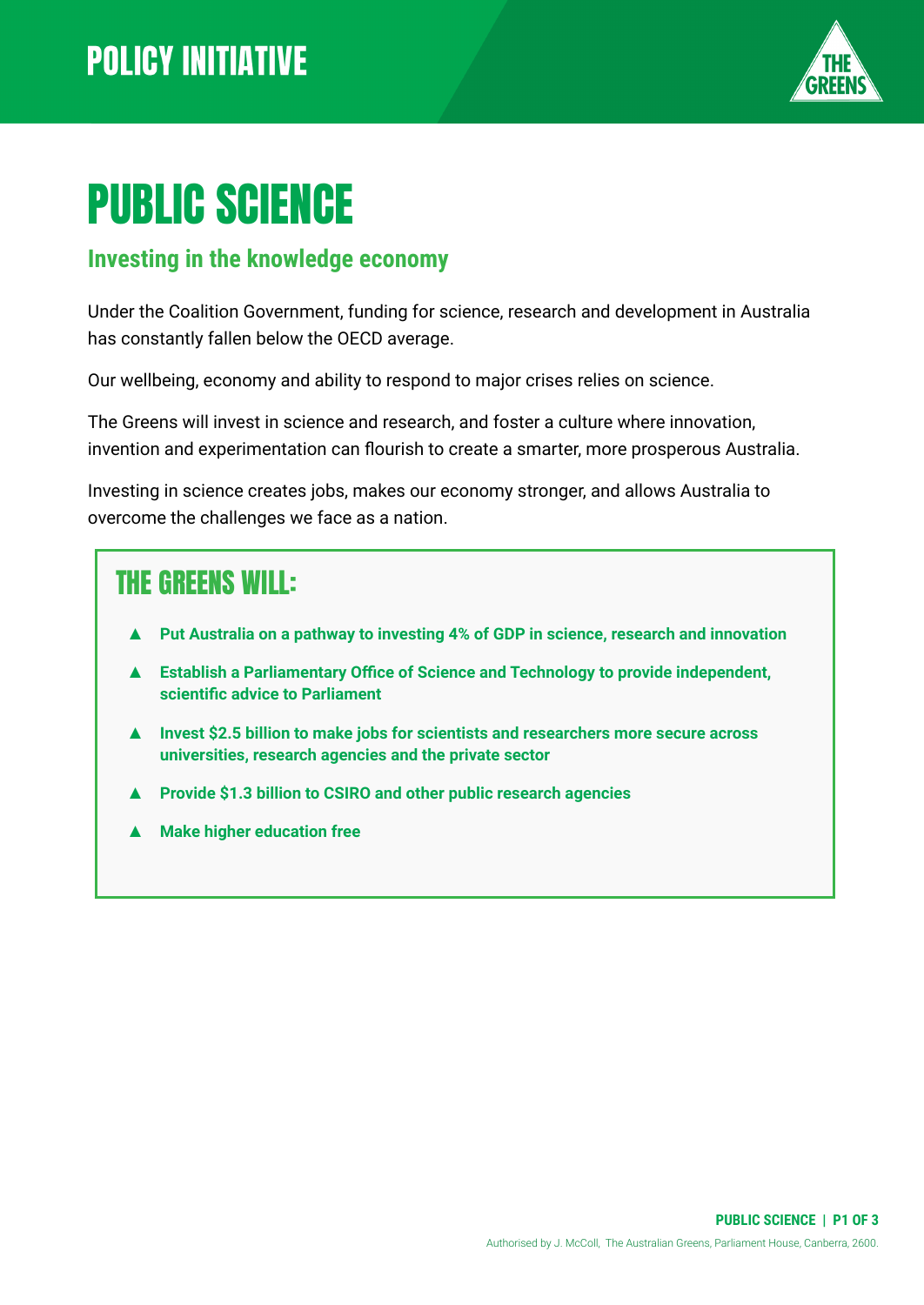POLICY INITIATIVE

THE GREENS

# PUBLIC SCIENCE

## Investing in the knowledge economy

Under the Coalition Government, funding for science, research and development in Australia has constantly fallen below the OECD average.

Our wellbeing, economy and ability to respond to major crises relies on science.

The Greens will invest in science and research, and foster a culture where innovation, invention and experimentation can flourish to create a smarter, more prosperous Australia.

Investing in science creates jobs, makes our economy stronger, and allows Australia to overcome the challenges we face as a nation.

## THE GREENS WILL:

- **Put Australia on a pathway to investing 4% of GDP in science, research and innovation**
- **Establish a Parliamentary Office of Science and Technology to provide independent, scientific advice to Parliament**
- **Invest $2.5 billion to make jobs for scientists and researchers more secure across universities, research agencies and the private sector**
- **Provide $1.3 billion to CSIRO and other public research agencies**
- **Make higher education free**

Authorised by J. McColl, The Australian Greens, Parliament House, Canberra, 2600.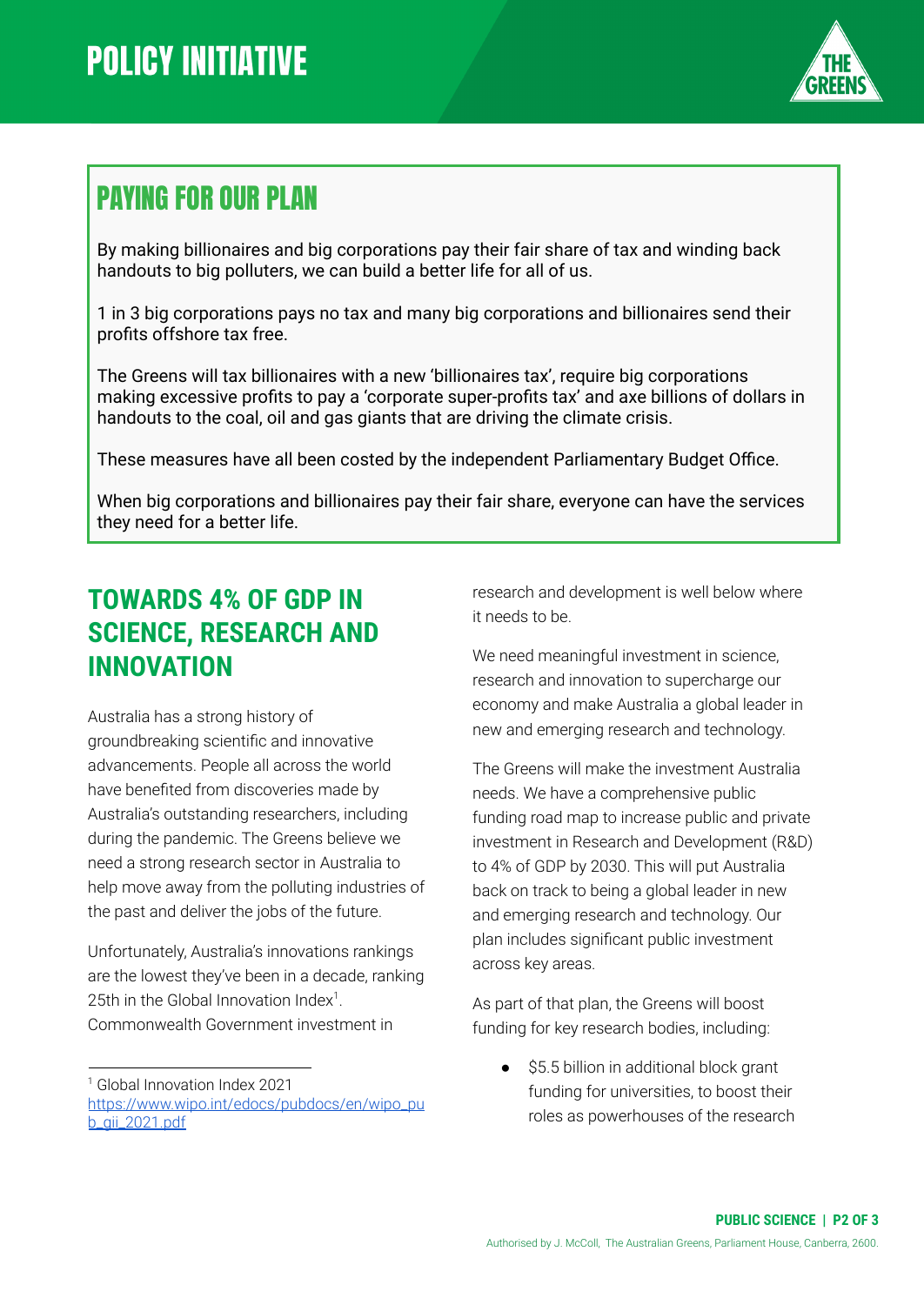# POLICY INITIATIVE

## PAYING FOR OUR PLAN

By making billionaires and big corporations pay their fair share of tax and winding back handouts to big polluters, we can build a better life for all of us.

1 in 3 big corporations pays no tax and many big corporations and billionaires send their profits offshore tax free.

The Greens will tax billionaires with a new 'billionaires tax', require big corporations making excessive profits to pay a 'corporate super-profits tax' and axe billions of dollars in handouts to the coal, oil and gas giants that are driving the climate crisis.

These measures have all been costed by the independent Parliamentary Budget Office.

When big corporations and billionaires pay their fair share, everyone can have the services they need for a better life.

## TOWARDS 4% OF GDP IN SCIENCE, RESEARCH AND INNOVATION

Australia has a strong history of groundbreaking scientific and innovative advancements. People all across the world have benefited from discoveries made by Australia's outstanding researchers, including during the pandemic. The Greens believe we need a strong research sector in Australia to help move away from the polluting industries of the past and deliver the jobs of the future.

Unfortunately, Australia's innovations rankings are the lowest they've been in a decade, ranking 25th in the Global Innovation Index[1]. Commonwealth Government investment in research and development is well below where it needs to be.

We need meaningful investment in science, research and innovation to supercharge our economy and make Australia a global leader in new and emerging research and technology.

The Greens will make the investment Australia needs. We have a comprehensive public funding road map to increase public and private investment in Research and Development (R&D) to 4% of GDP by 2030. This will put Australia back on track to being a global leader in new and emerging research and technology. Our plan includes significant public investment across key areas.

As part of that plan, the Greens will boost funding for key research bodies, including:

- $5.5 billion in additional block grant funding for universities, to boost their roles as powerhouses of the research

---

[1] Global Innovation Index 2021 https://www.wipo.int/edocs/pubdocs/en/wipo_pub_gii_2021.pdf

Authorised by J. McColl, The Australian Greens, Parliament House, Canberra, 2600.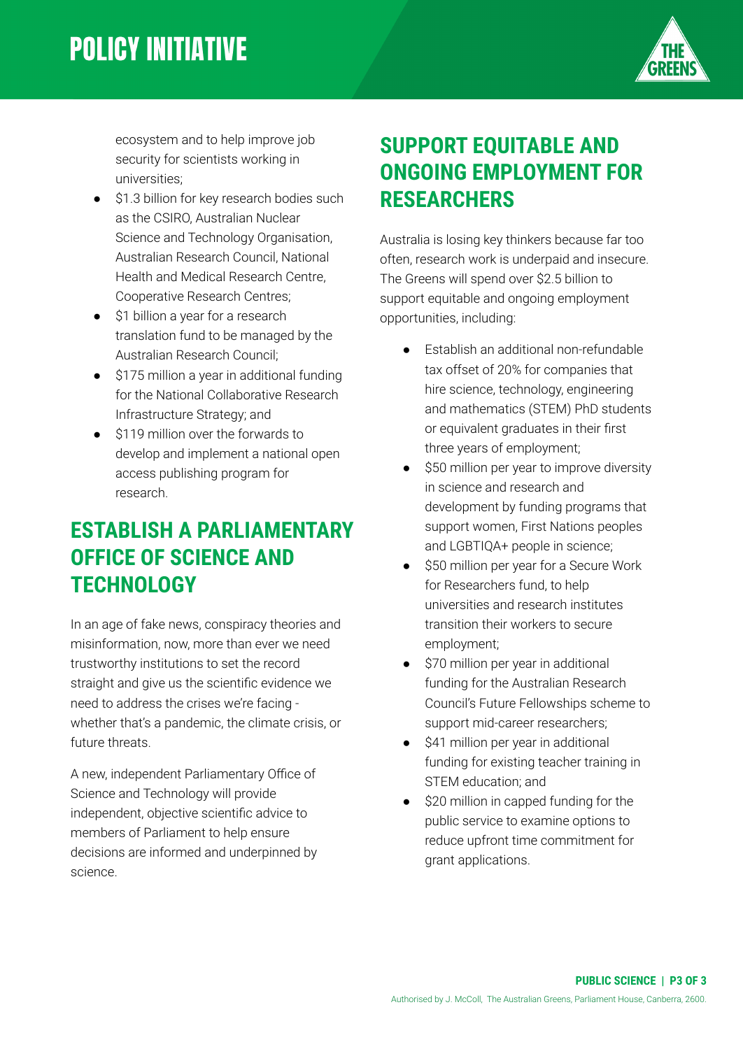ecosystem and to help improve job security for scientists working in universities;

- $1.3 billion for key research bodies such as the CSIRO, Australian Nuclear Science and Technology Organisation, Australian Research Council, National Health and Medical Research Centre, Cooperative Research Centres;
- $1 billion a year for a research translation fund to be managed by the Australian Research Council;
- $175 million a year in additional funding for the National Collaborative Research Infrastructure Strategy; and
- $119 million over the forwards to develop and implement a national open access publishing program for research.

## ESTABLISH A PARLIAMENTARY OFFICE OF SCIENCE AND TECHNOLOGY

In an age of fake news, conspiracy theories and misinformation, now, more than ever we need trustworthy institutions to set the record straight and give us the scientific evidence we need to address the crises we're facing - whether that's a pandemic, the climate crisis, or future threats.

A new, independent Parliamentary Office of Science and Technology will provide independent, objective scientific advice to members of Parliament to help ensure decisions are informed and underpinned by science.

## SUPPORT EQUITABLE AND ONGOING EMPLOYMENT FOR RESEARCHERS

Australia is losing key thinkers because far too often, research work is underpaid and insecure. The Greens will spend over $2.5 billion to support equitable and ongoing employment opportunities, including:

- Establish an additional non-refundable tax offset of 20% for companies that hire science, technology, engineering and mathematics (STEM) PhD students or equivalent graduates in their first three years of employment;
- $50 million per year to improve diversity in science and research and development by funding programs that support women, First Nations peoples and LGBTIQA+ people in science;
- $50 million per year for a Secure Work for Researchers fund, to help universities and research institutes transition their workers to secure employment;
- $70 million per year in additional funding for the Australian Research Council's Future Fellowships scheme to support mid-career researchers;
- $41 million per year in additional funding for existing teacher training in STEM education; and
- $20 million in capped funding for the public service to examine options to reduce upfront time commitment for grant applications.

Authorised by J. McColl, The Australian Greens, Parliament House, Canberra, 2600.